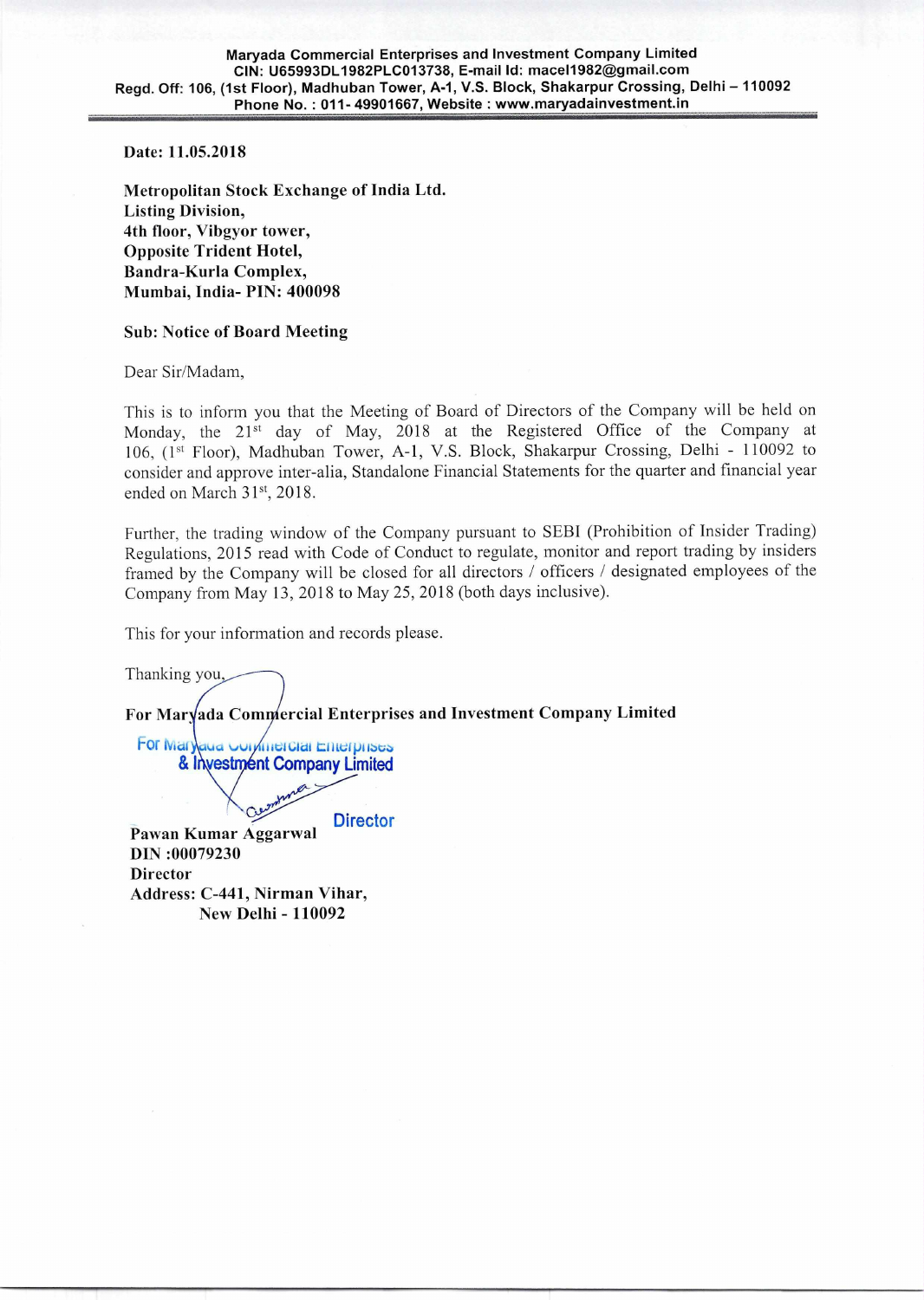**Maryada Commercial Enterprises and Investment Company Limited**
**CIN: U65993DL1982PLC013738, E-mail Id: macel1982@gmail.com**
**Regd. Off: 106, (1st Floor), Madhuban Tower, A-1, V.S. Block, Shakarpur Crossing, Delhi – 110092**
**Phone No. : 011- 49901667, Website : www.maryadainvestment.in**

**Date: 11.05.2018**

**Metropolitan Stock Exchange of India Ltd.**
**Listing Division,**
**4th floor, Vibgyor tower,**
**Opposite Trident Hotel,**
**Bandra-Kurla Complex,**
**Mumbai, India- PIN: 400098**

**Sub: Notice of Board Meeting**

Dear Sir/Madam,

This is to inform you that the Meeting of Board of Directors of the Company will be held on Monday, the 21st day of May, 2018 at the Registered Office of the Company at 106, (1st Floor), Madhuban Tower, A-1, V.S. Block, Shakarpur Crossing, Delhi - 110092 to consider and approve inter-alia, Standalone Financial Statements for the quarter and financial year ended on March 31st, 2018.

Further, the trading window of the Company pursuant to SEBI (Prohibition of Insider Trading) Regulations, 2015 read with Code of Conduct to regulate, monitor and report trading by insiders framed by the Company will be closed for all directors / officers / designated employees of the Company from May 13, 2018 to May 25, 2018 (both days inclusive).

This for your information and records please.

Thanking you,

**For Maryada Commercial Enterprises and Investment Company Limited**

For Maryada Commercial Enterprises
& Investment Company Limited

Director

**Pawan Kumar Aggarwal**
**DIN :00079230**
**Director**
**Address: C-441, Nirman Vihar,**
**New Delhi - 110092**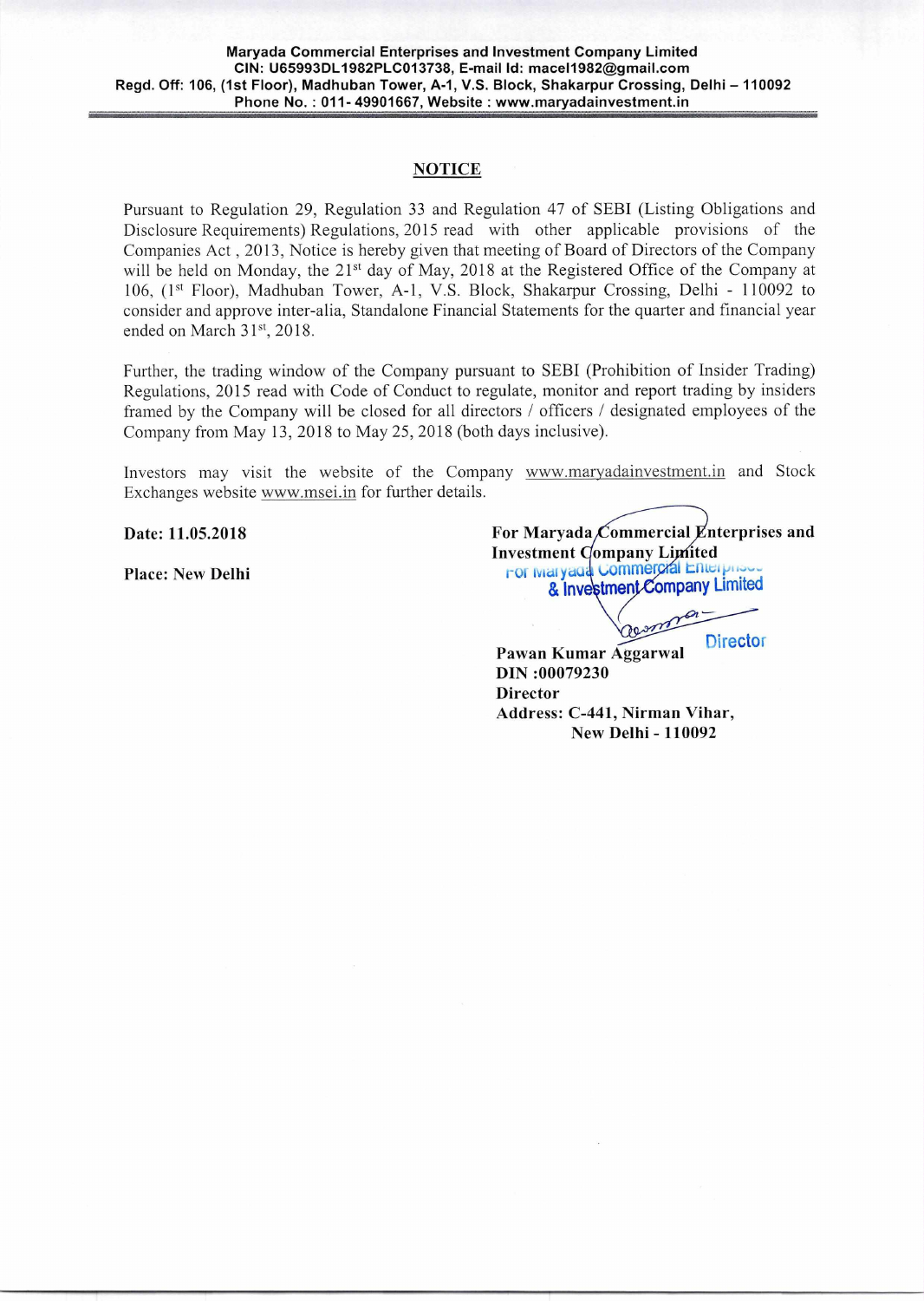**Maryada Commercial Enterprises and Investment Company Limited**
**CIN: U65993DL1982PLC013738, E-mail Id: macel1982@gmail.com**
**Regd. Off: 106, (1st Floor), Madhuban Tower, A-1, V.S. Block, Shakarpur Crossing, Delhi – 110092**
**Phone No. : 011- 49901667, Website : www.maryadainvestment.in**

## NOTICE

Pursuant to Regulation 29, Regulation 33 and Regulation 47 of SEBI (Listing Obligations and Disclosure Requirements) Regulations, 2015 read with other applicable provisions of the Companies Act , 2013, Notice is hereby given that meeting of Board of Directors of the Company will be held on Monday, the 21st day of May, 2018 at the Registered Office of the Company at 106, (1st Floor), Madhuban Tower, A-1, V.S. Block, Shakarpur Crossing, Delhi - 110092 to consider and approve inter-alia, Standalone Financial Statements for the quarter and financial year ended on March 31st, 2018.

Further, the trading window of the Company pursuant to SEBI (Prohibition of Insider Trading) Regulations, 2015 read with Code of Conduct to regulate, monitor and report trading by insiders framed by the Company will be closed for all directors / officers / designated employees of the Company from May 13, 2018 to May 25, 2018 (both days inclusive).

Investors may visit the website of the Company www.maryadainvestment.in and Stock Exchanges website www.msei.in for further details.

**Date: 11.05.2018**

**Place: New Delhi**

**For Maryada Commercial Enterprises and Investment Company Limited**

For Maryada Commercial Enterprises & Investment Company Limited

Director

**Pawan Kumar Aggarwal**
**DIN :00079230**
**Director**
**Address: C-441, Nirman Vihar, New Delhi - 110092**